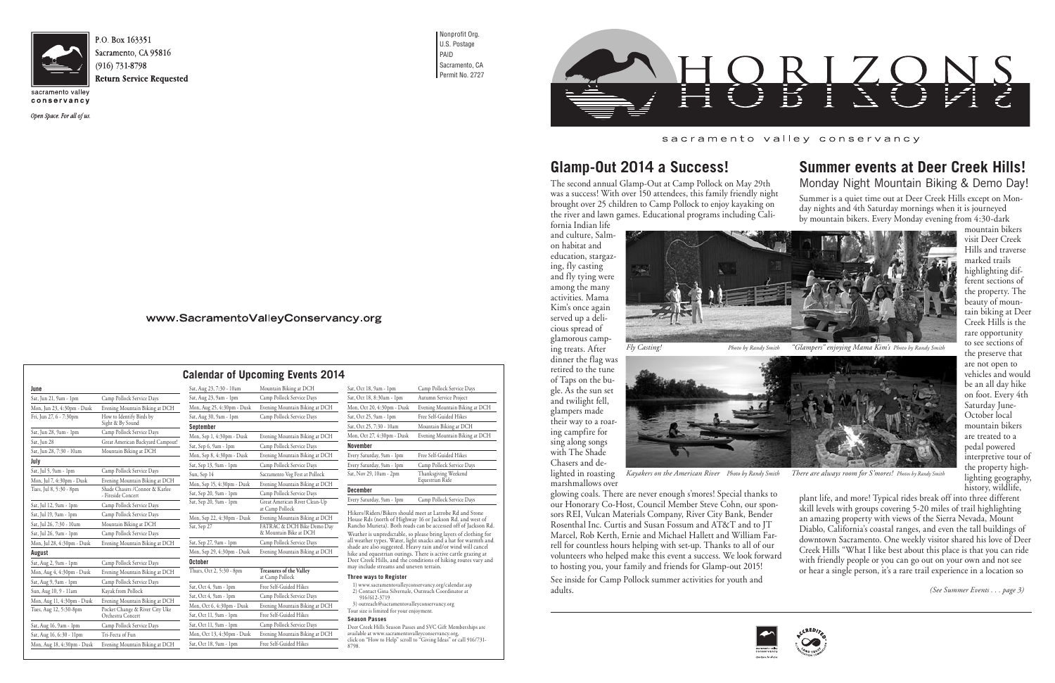P.O. Box 163351
Sacramento, CA 95816
(916) 731-8798
**Return Service Requested**

sacramento valley **conservancy**

*Open Space. For all of us.*

Nonprofit Org.
U.S. Postage
PAID
Sacramento, CA
Permit No. 2727

www.SacramentoValleyConservancy.org

# HORIZONS

sacramento valley conservancy

## Glamp-Out 2014 a Success!

The second annual Glamp-Out at Camp Pollock on May 29th was a success! With over 150 attendees, this family friendly night brought over 25 children to Camp Pollock to enjoy kayaking on the river and lawn games. Educational programs including California Indian life and culture, Salmon habitat and education, stargazing, fly casting and fly tying were among the many activities. Mama Kim's once again served up a delicious spread of glamorous camping treats. After dinner the flag was retired to the tune of Taps on the bugle. As the sun set and twilight fell, glampers made their way to a roaring campfire for sing along songs with The Shade Chasers and delighted in roasting marshmallows over glowing coals. There are never enough s'mores! Special thanks to our Honorary Co-Host, Council Member Steve Cohn, our sponsors REI, Vulcan Materials Company, River City Bank, Bender Rosenthal Inc. Curtis and Susan Fossum and AT&T and to JT Marcel, Rob Kerth, Ernie and Michael Hallett and William Farrell for countless hours helping with set-up. Thanks to all of our volunteers who helped make this event a success. We look forward to hosting you, your family and friends for Glamp-out 2015!

See inside for Camp Pollock summer activities for youth and adults.

*Fly Casting!* Photo by Randy Smith

*"Glampers" enjoying Mama Kim's* Photo by Randy Smith

*Kayakers on the American River* Photo by Randy Smith

*There are always room for S'mores!* Photos by Randy Smith

## Summer events at Deer Creek Hills!

### Monday Night Mountain Biking & Demo Day!

Summer is a quiet time out at Deer Creek Hills except on Monday nights and 4th Saturday mornings when it is journeyed by mountain bikers. Every Monday evening from 4:30-dark mountain bikers visit Deer Creek Hills and traverse marked trails highlighting different sections of the property. The beauty of mountain biking at Deer Creek Hills is the rare opportunity to see sections of the preserve that are not open to vehicles and would be an all day hike on foot. Every 4th Saturday June-October local mountain bikers are treated to a pedal powered interpretive tour of the property highlighting geography, history, wildlife, plant life, and more! Typical rides break off into three different skill levels with groups covering 5-20 miles of trail highlighting an amazing property with views of the Sierra Nevada, Mount Diablo, California's coastal ranges, and even the tall buildings of downtown Sacramento. One weekly visitor shared his love of Deer Creek Hills "What I like best about this place is that you can ride with friendly people or you can go out on your own and not see or hear a single person, it's a rare trail experience in a location so

*(See Summer Events . . . page 3)*

## Calendar of Upcoming Events 2014

| **June** | |
|---|---|
| Sat, Jun 21, 9am - 1pm | Camp Pollock Service Days |
| Mon, Jun 23, 4:30pm - Dusk | Evening Mountain Biking at DCH |
| Fri, Jun 27, 6 - 7:30pm | How to Identify Birds by Sight & By Sound |
| Sat, Jun 28, 9am - 1pm | Camp Pollock Service Days |
| Sat, Jun 28 | Great American Backyard Campout! |
| Sat, Jun 28, 7:30 - 10am | Mountain Biking at DCH |
| **July** | |
| Sat, Jul 5, 9am - 1pm | Camp Pollock Service Days |
| Mon, Jul 7, 4:30pm - Dusk | Evening Mountain Biking at DCH |
| Tues, Jul 8, 5:30 - 8pm | Shade Chasers /Connor & Karlee - Fireside Concert |
| Sat, Jul 12, 9am - 1pm | Camp Pollock Service Days |
| Sat, Jul 19, 9am - 1pm | Camp Pollock Service Days |
| Sat, Jul 26, 7:30 - 10am | Mountain Biking at DCH |
| Sat, Jul 26, 9am - 1pm | Camp Pollock Service Days |
| Mon, Jul 28, 4:30pm - Dusk | Evening Mountain Biking at DCH |
| **August** | |
| Sat, Aug 2, 9am - 1pm | Camp Pollock Service Days |
| Mon, Aug 4, 4:30pm - Dusk | Evening Mountain Biking at DCH |
| Sat, Aug 9, 9am - 1pm | Camp Pollock Service Days |
| Sun, Aug 10, 9 - 11am | Kayak from Pollock |
| Mon, Aug 11, 4:30pm - Dusk | Evening Mountain Biking at DCH |
| Tues, Aug 12, 5:30-8pm | Pocket Change & River City Uke Orchestra Concert |
| Sat, Aug 16, 9am - 1pm | Camp Pollock Service Days |
| Sat, Aug 16, 6:30 - 11pm | Tri-Fecta of Fun |
| Mon, Aug 18, 4:30pm - Dusk | Evening Mountain Biking at DCH |
| Sat, Aug 23, 7:30 - 10am | Mountain Biking at DCH |
| Sat, Aug 23, 9am - 1pm | Camp Pollock Service Days |
| Mon, Aug 25, 4:30pm - Dusk | Evening Mountain Biking at DCH |
| Sat, Aug 30, 9am - 1pm | Camp Pollock Service Days |
| **September** | |
| Mon, Sep 1, 4:30pm - Dusk | Evening Mountain Biking at DCH |
| Sat, Sep 6, 9am - 1pm | Camp Pollock Service Days |
| Mon, Sep 8, 4:30pm - Dusk | Evening Mountain Biking at DCH |
| Sat, Sep 13, 9am - 1pm | Camp Pollock Service Days |
| Sun, Sep 14 | Sacramento Veg Fest at Pollock |
| Mon, Sep 15, 4:30pm - Dusk | Evening Mountain Biking at DCH |
| Sat, Sep 20, 9am - 1pm | Camp Pollock Service Days |
| Sat, Sep 20, 9am - 1pm | Great American River Clean-Up at Camp Pollock |
| Mon, Sep 22, 4:30pm - Dusk | Evening Mountain Biking at DCH |
| Sat, Sep 27 | FATRAC & DCH Bike Demo Day & Mountain Bike at DCH |
| Sat, Sep 27, 9am - 1pm | Camp Pollock Service Days |
| Mon, Sep 29, 4:30pm - Dusk | Evening Mountain Biking at DCH |
| **October** | |
| Thurs, Oct 2, 5:30 - 8pm | **Treasures of the Valley** at Camp Pollock |
| Sat, Oct 4, 9am - 1pm | Free Self-Guided Hikes |
| Sat, Oct 4, 9am - 1pm | Camp Pollock Service Days |
| Mon, Oct 6, 4:30pm - Dusk | Evening Mountain Biking at DCH |
| Sat, Oct 11, 9am - 1pm | Free Self-Guided Hikes |
| Sat, Oct 11, 9am - 1pm | Camp Pollock Service Days |
| Mon, Oct 13, 4:30pm - Dusk | Evening Mountain Biking at DCH |
| Sat, Oct 18, 9am - 1pm | Free Self-Guided Hikes |
| Sat, Oct 18, 9am - 1pm | Camp Pollock Service Days |
| Sat, Oct 18, 8:30am - 1pm | Autumn Service Project |
| Mon, Oct 20, 4:30pm - Dusk | Evening Mountain Biking at DCH |
| Sat, Oct 25, 9am - 1pm | Free Self-Guided Hikes |
| Sat, Oct 25, 7:30 - 10am | Mountain Biking at DCH |
| Mon, Oct 27, 4:30pm - Dusk | Evening Mountain Biking at DCH |
| **November** | |
| Every Saturday, 9am - 1pm | Free Self-Guided Hikes |
| Every Saturday, 9am - 1pm | Camp Pollock Service Days |
| Sat, Nov 29, 10am - 2pm | Thanksgiving Weekend Equestrian Ride |
| **December** | |
| Every Saturday, 9am - 1pm | Camp Pollock Service Days |

Hikers/Riders/Bikers should meet at Latrobe Rd and Stone House Rds (north of Highway 16 or Jackson Rd. and west of Rancho Murieta). Both roads can be accessed off of Jackson Rd.

Weather is unpredictable, so please bring layers of clothing for all weather types. Water, light snacks and a hat for warmth and shade are also suggested. Heavy rain and/or wind will cancel hike and equestrian outings. There is active cattle grazing at Deer Creek Hills, and the conditions of hiking routes vary and may include streams and uneven terrain.

**Three ways to Register**

1) www.sacramentovalleyconservancy.org/calendar.asp
2) Contact Gina Silvernale, Outreach Coordinator at 916/612-3719
3) outreach@sacramentovalleyconservancy.org

Tour size is limited for your enjoyment.

**Season Passes**

Deer Creek Hills Season Passes and SVC Gift Memberships are available at www.sacramentovalleyconservancy.org, click on "How to Help" scroll to "Giving Ideas" or call 916/731-8798.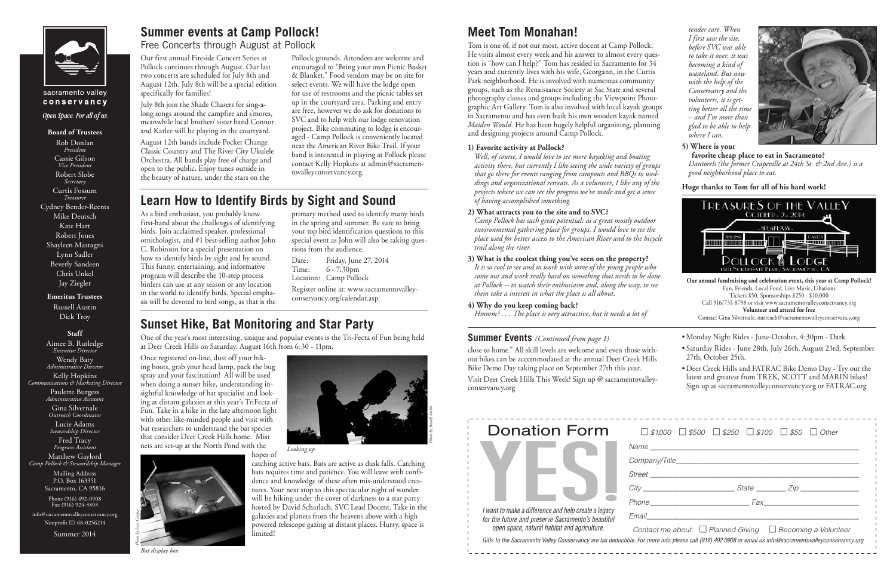sacramento valley
**conservancy**

*Open Space. For all of us.*

**Board of Trustees**

Rob Donlan
*President*
Cassie Gilson
*Vice President*
Robert Slobe
*Secretary*
Curtis Fossum
*Treasurer*
Cydney Bender-Reents
Mike Deutsch
Kate Hart
Robert Jones
Shayleen Mastagni
Lynn Sadler
Beverly Sandeen
Chris Unkel
Jay Ziegler

**Emeritus Trustees**

Russell Austin
Dick Troy

**Staff**

Aimee B. Rutledge
*Executive Director*
Wendy Baty
*Administrative Director*
Kelly Hopkins
*Communications & Marketing Director*
Paulette Burgess
*Administrative Assistant*
Gina Silvernale
*Outreach Coordinator*
Lucie Adams
*Stewardship Director*
Fred Tracy
*Program Assistant*
Matthew Gaylord
*Camp Pollock & Stewardship Manager*

Mailing Address
P.O. Box 163351
Sacramento, CA 95816

Phone (916) 492-0908
Fax (916) 924-3803

info@sacramentovalleyconservancy.org
Nonprofit ID 68-0256214

Summer 2014

## Summer events at Camp Pollock!

### Free Concerts through August at Pollock

Our first annual Fireside Concert Series at Pollock continues through August. Our last two concerts are scheduled for July 8th and August 12th. July 8th will be a special edition specifically for families!

July 8th join the Shade Chasers for sing-a-long songs around the campfire and s'mores, meanwhile local brother/ sister band Connor and Karlee will be playing in the courtyard.

August 12th bands include Pocket Change Classic Country and The River City Ukulele Orchestra. All bands play free of charge and open to the public. Enjoy tunes outside in the beauty of nature, under the stars on the Pollock grounds. Attendees are welcome and encouraged to "Bring your own Picnic Basket & Blanket." Food vendors may be on site for select events. We will have the lodge open for use of restrooms and the picnic tables set up in the courtyard area. Parking and entry are free, however we do ask for donations to SVC and to help with our lodge renovation project. Bike commuting to lodge is encouraged - Camp Pollock is conveniently located near the American River Bike Trail. If your band is interested in playing at Pollock please contact Kelly Hopkins at admin@sacramentovalleyconservancy.org.

## Learn How to Identify Birds by Sight and Sound

As a bird enthusiast, you probably know first-hand about the challenges of identifying birds. Join acclaimed speaker, professional ornithologist, and #1 best-selling author John C. Robinson for a special presentation on how to identify birds by sight and by sound. This funny, entertaining, and informative program will describe the 10-step process birders can use at any season or any location in the world to identify birds. Special emphasis will be devoted to bird songs, as that is the primary method used to identify many birds in the spring and summer. Be sure to bring your top bird identification questions to this special event as John will also be taking questions from the audience.

Date: Friday, June 27, 2014
Time: 6 - 7:30pm
Location: Camp Pollock

Register online at: www.sacramentovalleyconservancy.org/calendar.asp

## Sunset Hike, Bat Monitoring and Star Party

One of the year's most interesting, unique and popular events is the Tri-Fecta of Fun being held at Deer Creek Hills on Saturday, August 16th from 6:30 - 11pm.

Once registered on-line, dust off your hiking boots, grab your head lamp, pack the bug spray and your fascination! All will be used when doing a sunset hike, understanding insightful knowledge of bat specialist and looking at distant galaxies at this year's TriFecta of Fun. Take in a hike in the late afternoon light with other like-minded people and visit with bat researchers to understand the bat species that consider Deer Creek Hills home. Mist nets are set-up at the North Pond with the hopes of catching active bats. Bats are active as dusk falls. Catching bats requires time and patience. You will leave with confidence and knowledge of these often mis-understood creatures. Your next stop to this spectacular night of wonder will be hiking under the cover of darkness to a star party hosted by David Scharlach, SVC Lead Docent. Take in the galaxies and planets from the heavens above with a high powered telescope gazing at distant places. Hurry, space is limited!

Photo by Randy Smith

*Looking up*

Photo by Lisa Cooper

*Bat display box*

## Meet Tom Monahan!

Tom is one of, if not our most, active docent at Camp Pollock. He visits almost every week and his answer to almost every question is "how can I help?" Tom has resided in Sacramento for 34 years and currently lives with his wife, Georgann, in the Curtis Park neighborhood. He is involved with numerous community groups, such as the Renaissance Society at Sac State and several photography classes and groups including the Viewpoint Photographic Art Gallery. Tom is also involved with local kayak groups in Sacramento and has even built his own wooden kayak named *Maiden Would*. He has been hugely helpful organizing, planning and designing projects around Camp Pollock.

**1) Favorite activity at Pollock?**
*Well, of course, I would love to see more kayaking and boating activity there, but currently I like seeing the wide variety of groups that go there for events ranging from campouts and BBQs to weddings and organizational retreats. As a volunteer, I like any of the projects where we can see the progress we've made and get a sense of having accomplished something.*

**2) What attracts you to the site and to SVC?**
*Camp Pollock has such great potential: as a great mostly outdoor environmental gathering place for groups. I would love to see the place used for better access to the American River and to the bicycle trail along the river.*

**3) What is the coolest thing you've seen on the property?**
*It is so cool to see and to work with some of the young people who come out and work really hard on something that needs to be done at Pollock -- to watch their enthusiasm and, along the way, to see them take a interest in what the place is all about.*

**4) Why do you keep coming back?**
*Hmmm? . . . The place is very attractive, but it needs a lot of tender care. When I first saw the site, before SVC was able to take it over, it was becoming a kind of wasteland. But now with the help of the Conservancy and the volunteers, it is getting better all the time – and I'm more than glad to be able to help where I can.*

**5) Where is your favorite cheap place to eat in Sacramento?**
*Dantorels (the former Crapeville at 24th St. & 2nd Ave.) is a good neighborhood place to eat.*

**Huge thanks to Tom for all of his hard work!**

TREASURES OF THE VALLEY
OCTOBER - 2 - 2014
- SPEAKEASY -
FISHING · CARDS
POLLOCK LODGE
1501 NORTHGATE BLVD, SACRAMENTO, CA

**Our annual fundraising and celebration event, this year at Camp Pollock!**
Fun, Friends, Local Food, Live Music, Libations
Tickets $50, Sponsorships $250 - $10,000
Call 916/731-8798 or visit www.sacramentovalleyconservancy.org
**Volunteer and attend for free**
Contact Gina Silvernale, outreach@sacramentovalleyconservancy.org

### Summer Events *(Continued from page 1)*

close to home." All skill levels are welcome and even those without bikes can be accommodated at the annual Deer Creek Hills Bike Demo Day taking place on September 27th this year.

Visit Deer Creek Hills This Week! Sign up @ sacramentovalleyconservancy.org

- Monday Night Rides - June-October, 4:30pm - Dark
- Saturday Rides - June 28th, July 26th, August 23rd, September 27th, October 25th.
- Deer Creek Hills and FATRAC Bike Demo Day - Try out the latest and greatest from TREK, SCOTT and MARIN bikes! Sign up at sacramentovalleyconservancy.org or FATRAC.org

## Donation Form

# YES!

*I want to make a difference and help create a legacy for the future and preserve Sacramento's beautiful open space, natural habitat and agriculture.*

☐ $1,000 ☐ $500 ☐ $250 ☐ $100 ☐ $50 ☐ Other

Name ____________________

Company/Title ____________________

Street ____________________

City ______________ State ________ Zip ______________

Phone ______________ Fax ______________

Email ____________________

Contact me about: ☐ Planned Giving ☐ Becoming a Volunteer

*Gifts to the Sacramento Valley Conservancy are tax deductible. For more info,please call (916) 492.0908 or email us info@sacramentovalleyconservancy.org*